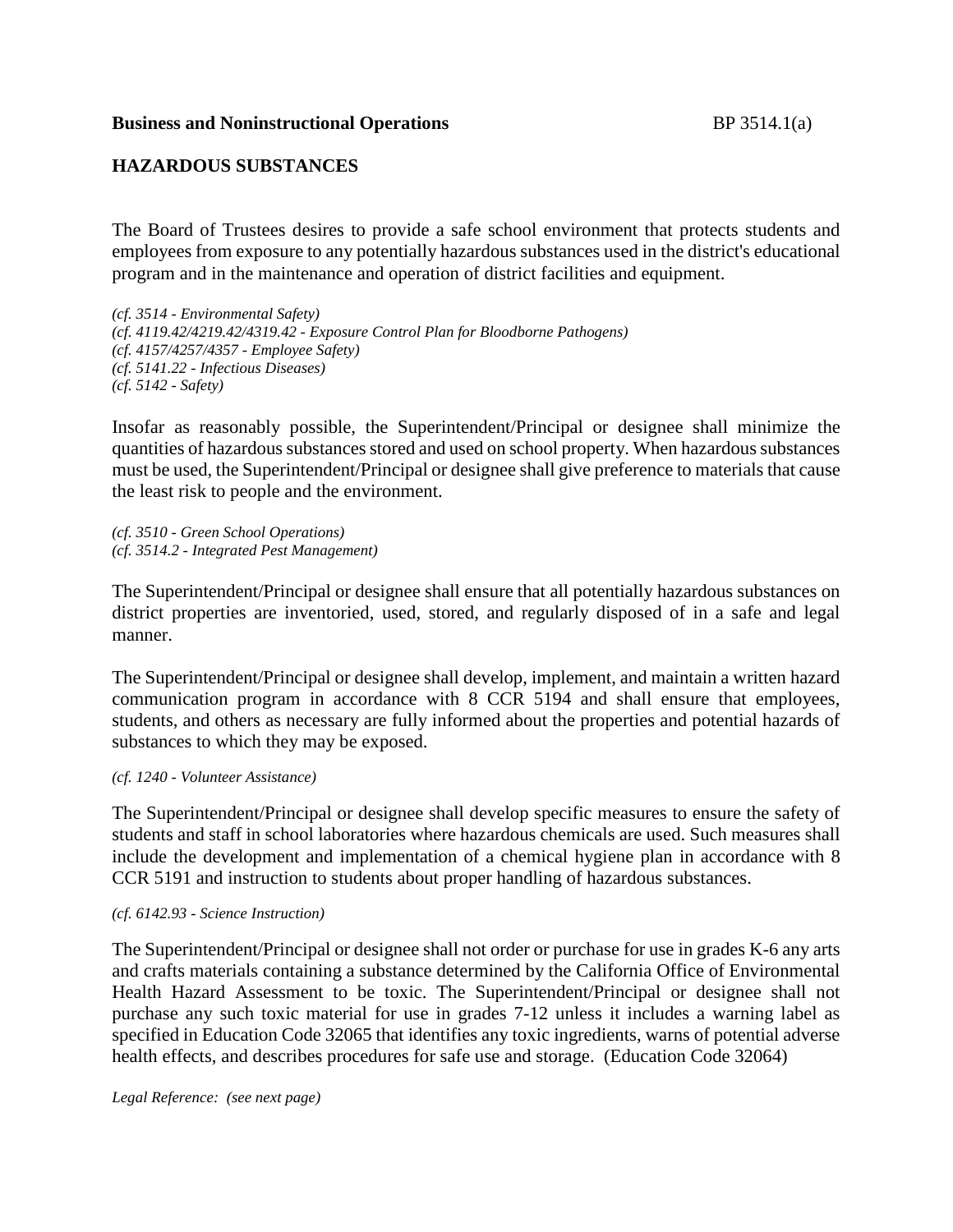**Business and Noninstructional Operations**

## HAZARDOUS SUBSTANCES

The Board of Trustees desires to provide a safe school environment that protects students and employees from exposure to any potentially hazardous substances used in the district's educational program and in the maintenance and operation of district facilities and equipment.

*(cf. 3514 - Environmental Safety)*
*(cf. 4119.42/4219.42/4319.42 - Exposure Control Plan for Bloodborne Pathogens)*
*(cf. 4157/4257/4357 - Employee Safety)*
*(cf. 5141.22 - Infectious Diseases)*
*(cf. 5142 - Safety)*

Insofar as reasonably possible, the Superintendent/Principal or designee shall minimize the quantities of hazardous substances stored and used on school property. When hazardous substances must be used, the Superintendent/Principal or designee shall give preference to materials that cause the least risk to people and the environment.

*(cf. 3510 - Green School Operations)*
*(cf. 3514.2 - Integrated Pest Management)*

The Superintendent/Principal or designee shall ensure that all potentially hazardous substances on district properties are inventoried, used, stored, and regularly disposed of in a safe and legal manner.

The Superintendent/Principal or designee shall develop, implement, and maintain a written hazard communication program in accordance with 8 CCR 5194 and shall ensure that employees, students, and others as necessary are fully informed about the properties and potential hazards of substances to which they may be exposed.

*(cf. 1240 - Volunteer Assistance)*

The Superintendent/Principal or designee shall develop specific measures to ensure the safety of students and staff in school laboratories where hazardous chemicals are used. Such measures shall include the development and implementation of a chemical hygiene plan in accordance with 8 CCR 5191 and instruction to students about proper handling of hazardous substances.

*(cf. 6142.93 - Science Instruction)*

The Superintendent/Principal or designee shall not order or purchase for use in grades K-6 any arts and crafts materials containing a substance determined by the California Office of Environmental Health Hazard Assessment to be toxic. The Superintendent/Principal or designee shall not purchase any such toxic material for use in grades 7-12 unless it includes a warning label as specified in Education Code 32065 that identifies any toxic ingredients, warns of potential adverse health effects, and describes procedures for safe use and storage. (Education Code 32064)

*Legal Reference: (see next page)*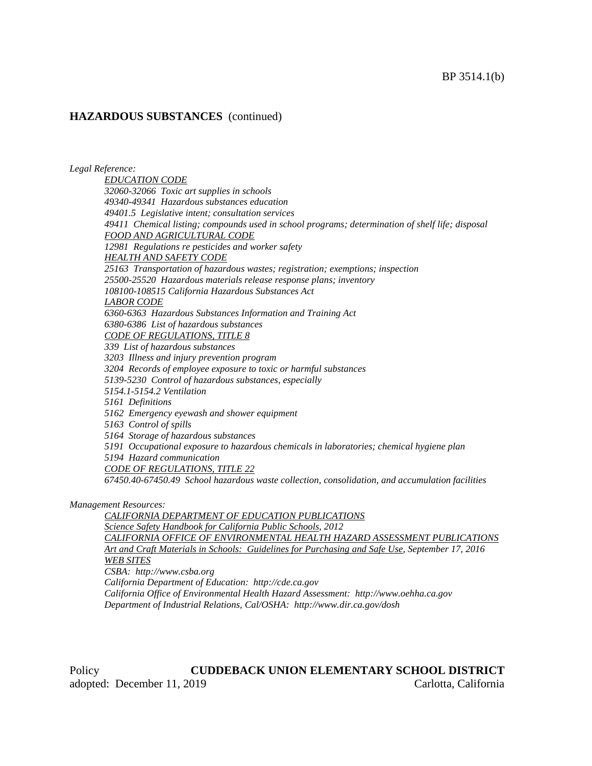**HAZARDOUS SUBSTANCES** (continued)

*Legal Reference:*

*EDUCATION CODE*
*32060-32066 Toxic art supplies in schools*
*49340-49341 Hazardous substances education*
*49401.5 Legislative intent; consultation services*
*49411 Chemical listing; compounds used in school programs; determination of shelf life; disposal*
*FOOD AND AGRICULTURAL CODE*
*12981 Regulations re pesticides and worker safety*
*HEALTH AND SAFETY CODE*
*25163 Transportation of hazardous wastes; registration; exemptions; inspection*
*25500-25520 Hazardous materials release response plans; inventory*
*108100-108515 California Hazardous Substances Act*
*LABOR CODE*
*6360-6363 Hazardous Substances Information and Training Act*
*6380-6386 List of hazardous substances*
*CODE OF REGULATIONS, TITLE 8*
*339 List of hazardous substances*
*3203 Illness and injury prevention program*
*3204 Records of employee exposure to toxic or harmful substances*
*5139-5230 Control of hazardous substances, especially*
*5154.1-5154.2 Ventilation*
*5161 Definitions*
*5162 Emergency eyewash and shower equipment*
*5163 Control of spills*
*5164 Storage of hazardous substances*
*5191 Occupational exposure to hazardous chemicals in laboratories; chemical hygiene plan*
*5194 Hazard communication*
*CODE OF REGULATIONS, TITLE 22*
*67450.40-67450.49 School hazardous waste collection, consolidation, and accumulation facilities*

*Management Resources:*

*CALIFORNIA DEPARTMENT OF EDUCATION PUBLICATIONS*
*Science Safety Handbook for California Public Schools, 2012*
*CALIFORNIA OFFICE OF ENVIRONMENTAL HEALTH HAZARD ASSESSMENT PUBLICATIONS*
*Art and Craft Materials in Schools: Guidelines for Purchasing and Safe Use, September 17, 2016*
*WEB SITES*
*CSBA: http://www.csba.org*
*California Department of Education: http://cde.ca.gov*
*California Office of Environmental Health Hazard Assessment: http://www.oehha.ca.gov*
*Department of Industrial Relations, Cal/OSHA: http://www.dir.ca.gov/dosh*

Policy adopted: December 11, 2019

**CUDDEBACK UNION ELEMENTARY SCHOOL DISTRICT**
Carlotta, California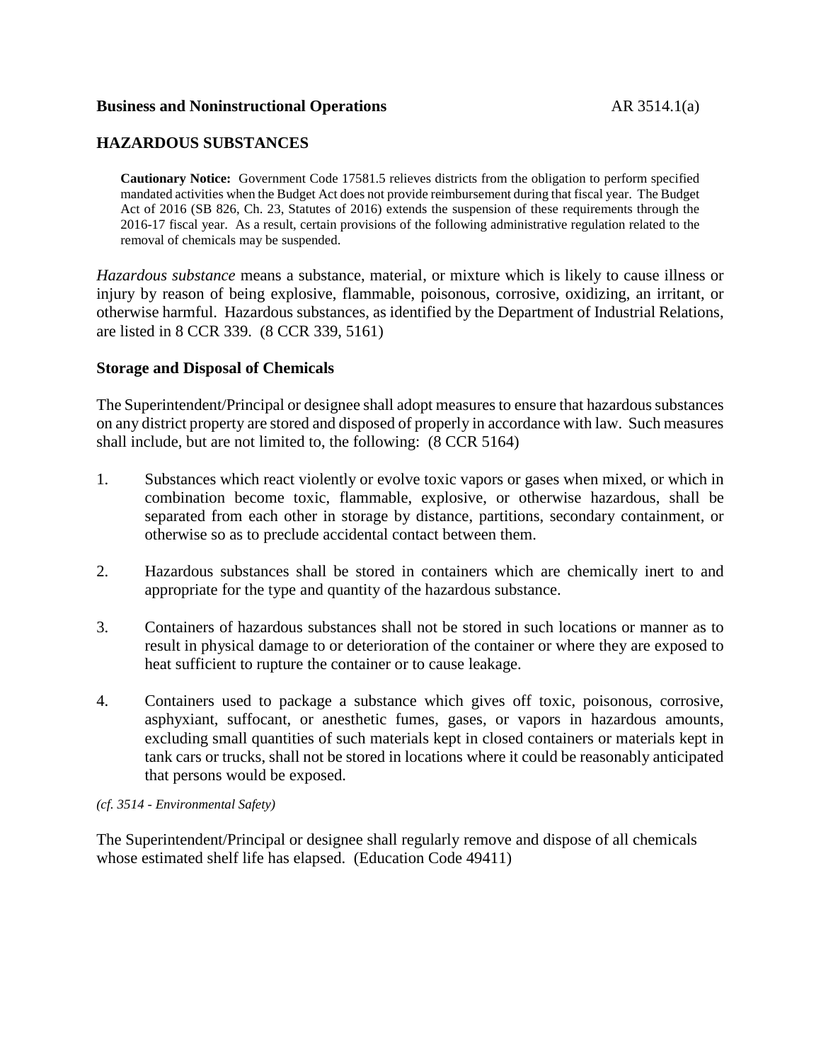**Business and Noninstructional Operations** AR 3514.1(a)

## HAZARDOUS SUBSTANCES

**Cautionary Notice:** Government Code 17581.5 relieves districts from the obligation to perform specified mandated activities when the Budget Act does not provide reimbursement during that fiscal year. The Budget Act of 2016 (SB 826, Ch. 23, Statutes of 2016) extends the suspension of these requirements through the 2016-17 fiscal year. As a result, certain provisions of the following administrative regulation related to the removal of chemicals may be suspended.

*Hazardous substance* means a substance, material, or mixture which is likely to cause illness or injury by reason of being explosive, flammable, poisonous, corrosive, oxidizing, an irritant, or otherwise harmful. Hazardous substances, as identified by the Department of Industrial Relations, are listed in 8 CCR 339. (8 CCR 339, 5161)

### Storage and Disposal of Chemicals

The Superintendent/Principal or designee shall adopt measures to ensure that hazardous substances on any district property are stored and disposed of properly in accordance with law. Such measures shall include, but are not limited to, the following: (8 CCR 5164)

1. Substances which react violently or evolve toxic vapors or gases when mixed, or which in combination become toxic, flammable, explosive, or otherwise hazardous, shall be separated from each other in storage by distance, partitions, secondary containment, or otherwise so as to preclude accidental contact between them.

2. Hazardous substances shall be stored in containers which are chemically inert to and appropriate for the type and quantity of the hazardous substance.

3. Containers of hazardous substances shall not be stored in such locations or manner as to result in physical damage to or deterioration of the container or where they are exposed to heat sufficient to rupture the container or to cause leakage.

4. Containers used to package a substance which gives off toxic, poisonous, corrosive, asphyxiant, suffocant, or anesthetic fumes, gases, or vapors in hazardous amounts, excluding small quantities of such materials kept in closed containers or materials kept in tank cars or trucks, shall not be stored in locations where it could be reasonably anticipated that persons would be exposed.

*(cf. 3514 - Environmental Safety)*

The Superintendent/Principal or designee shall regularly remove and dispose of all chemicals whose estimated shelf life has elapsed. (Education Code 49411)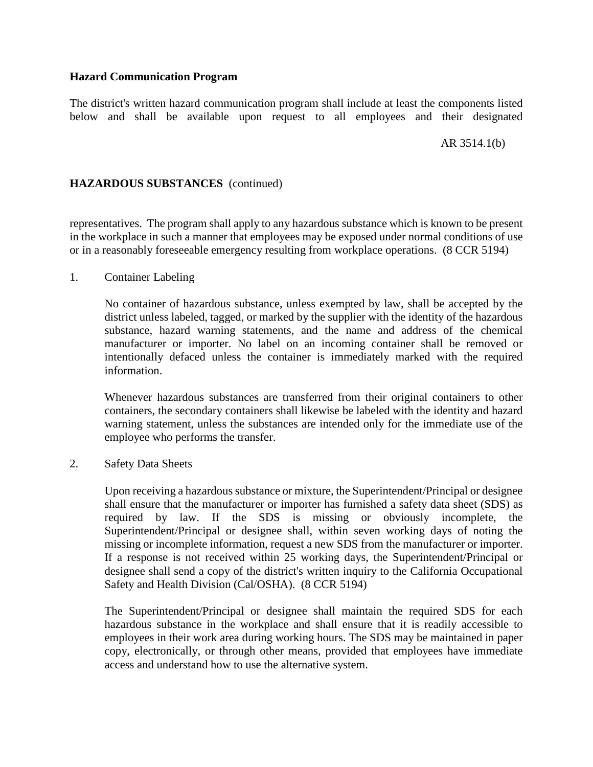**Hazard Communication Program**

The district's written hazard communication program shall include at least the components listed below and shall be available upon request to all employees and their designated representatives. The program shall apply to any hazardous substance which is known to be present in the workplace in such a manner that employees may be exposed under normal conditions of use or in a reasonably foreseeable emergency resulting from workplace operations. (8 CCR 5194)

1. Container Labeling

   No container of hazardous substance, unless exempted by law, shall be accepted by the district unless labeled, tagged, or marked by the supplier with the identity of the hazardous substance, hazard warning statements, and the name and address of the chemical manufacturer or importer. No label on an incoming container shall be removed or intentionally defaced unless the container is immediately marked with the required information.

   Whenever hazardous substances are transferred from their original containers to other containers, the secondary containers shall likewise be labeled with the identity and hazard warning statement, unless the substances are intended only for the immediate use of the employee who performs the transfer.

2. Safety Data Sheets

   Upon receiving a hazardous substance or mixture, the Superintendent/Principal or designee shall ensure that the manufacturer or importer has furnished a safety data sheet (SDS) as required by law. If the SDS is missing or obviously incomplete, the Superintendent/Principal or designee shall, within seven working days of noting the missing or incomplete information, request a new SDS from the manufacturer or importer. If a response is not received within 25 working days, the Superintendent/Principal or designee shall send a copy of the district's written inquiry to the California Occupational Safety and Health Division (Cal/OSHA). (8 CCR 5194)

   The Superintendent/Principal or designee shall maintain the required SDS for each hazardous substance in the workplace and shall ensure that it is readily accessible to employees in their work area during working hours. The SDS may be maintained in paper copy, electronically, or through other means, provided that employees have immediate access and understand how to use the alternative system.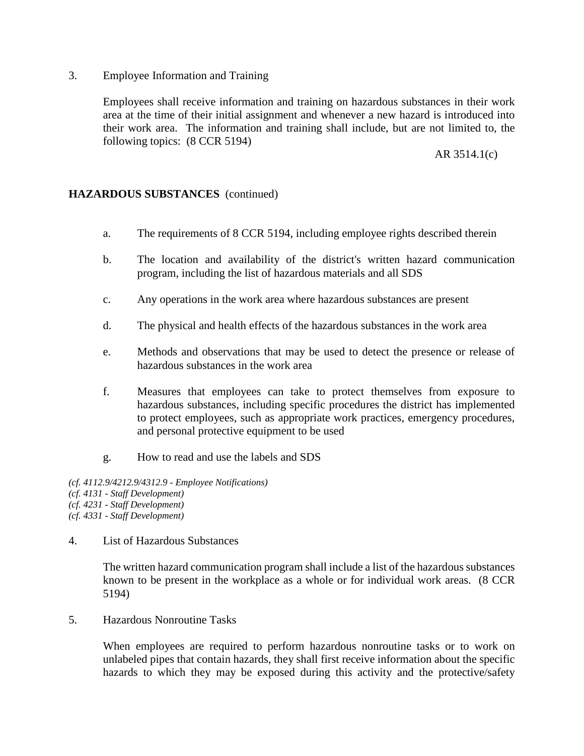3. Employee Information and Training

   Employees shall receive information and training on hazardous substances in their work area at the time of their initial assignment and whenever a new hazard is introduced into their work area. The information and training shall include, but are not limited to, the following topics: (8 CCR 5194)

   a. The requirements of 8 CCR 5194, including employee rights described therein

   b. The location and availability of the district's written hazard communication program, including the list of hazardous materials and all SDS

   c. Any operations in the work area where hazardous substances are present

   d. The physical and health effects of the hazardous substances in the work area

   e. Methods and observations that may be used to detect the presence or release of hazardous substances in the work area

   f. Measures that employees can take to protect themselves from exposure to hazardous substances, including specific procedures the district has implemented to protect employees, such as appropriate work practices, emergency procedures, and personal protective equipment to be used

   g. How to read and use the labels and SDS

*(cf. 4112.9/4212.9/4312.9 - Employee Notifications)*
*(cf. 4131 - Staff Development)*
*(cf. 4231 - Staff Development)*
*(cf. 4331 - Staff Development)*

4. List of Hazardous Substances

   The written hazard communication program shall include a list of the hazardous substances known to be present in the workplace as a whole or for individual work areas. (8 CCR 5194)

5. Hazardous Nonroutine Tasks

   When employees are required to perform hazardous nonroutine tasks or to work on unlabeled pipes that contain hazards, they shall first receive information about the specific hazards to which they may be exposed during this activity and the protective/safety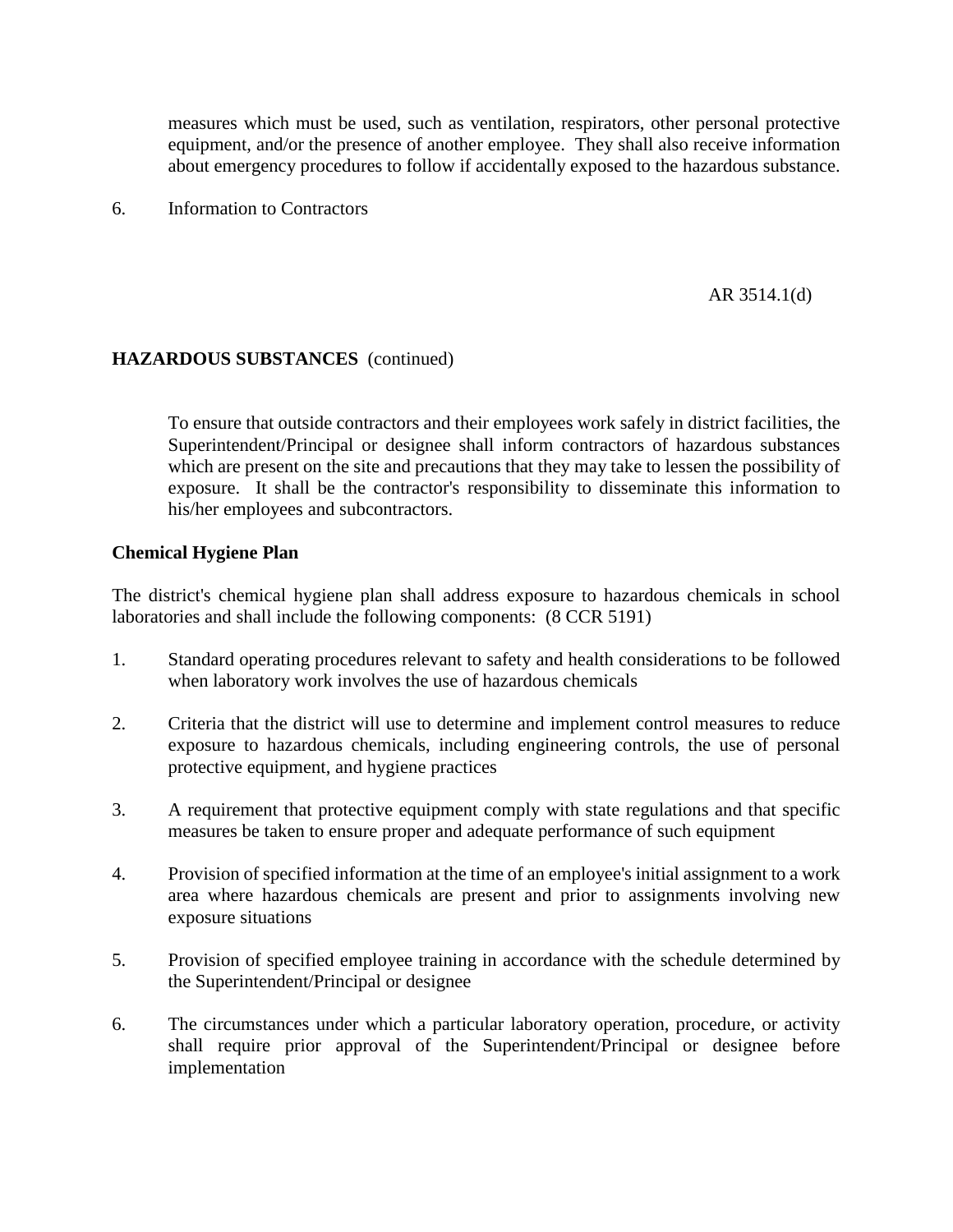measures which must be used, such as ventilation, respirators, other personal protective equipment, and/or the presence of another employee. They shall also receive information about emergency procedures to follow if accidentally exposed to the hazardous substance.

6. Information to Contractors

To ensure that outside contractors and their employees work safely in district facilities, the Superintendent/Principal or designee shall inform contractors of hazardous substances which are present on the site and precautions that they may take to lessen the possibility of exposure. It shall be the contractor's responsibility to disseminate this information to his/her employees and subcontractors.

**Chemical Hygiene Plan**

The district's chemical hygiene plan shall address exposure to hazardous chemicals in school laboratories and shall include the following components: (8 CCR 5191)

1. Standard operating procedures relevant to safety and health considerations to be followed when laboratory work involves the use of hazardous chemicals

2. Criteria that the district will use to determine and implement control measures to reduce exposure to hazardous chemicals, including engineering controls, the use of personal protective equipment, and hygiene practices

3. A requirement that protective equipment comply with state regulations and that specific measures be taken to ensure proper and adequate performance of such equipment

4. Provision of specified information at the time of an employee's initial assignment to a work area where hazardous chemicals are present and prior to assignments involving new exposure situations

5. Provision of specified employee training in accordance with the schedule determined by the Superintendent/Principal or designee

6. The circumstances under which a particular laboratory operation, procedure, or activity shall require prior approval of the Superintendent/Principal or designee before implementation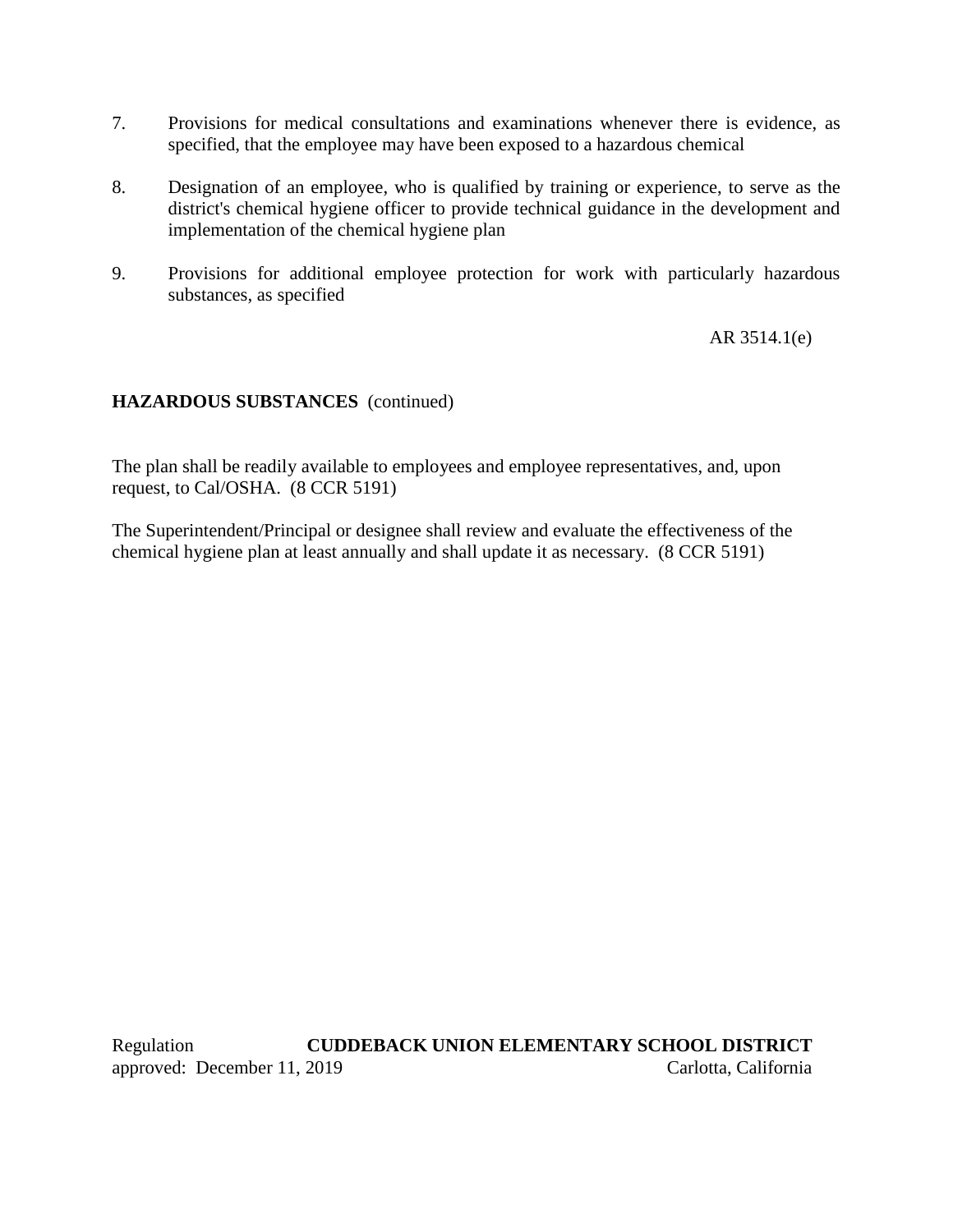7. Provisions for medical consultations and examinations whenever there is evidence, as specified, that the employee may have been exposed to a hazardous chemical

8. Designation of an employee, who is qualified by training or experience, to serve as the district's chemical hygiene officer to provide technical guidance in the development and implementation of the chemical hygiene plan

9. Provisions for additional employee protection for work with particularly hazardous substances, as specified

The plan shall be readily available to employees and employee representatives, and, upon request, to Cal/OSHA. (8 CCR 5191)

The Superintendent/Principal or designee shall review and evaluate the effectiveness of the chemical hygiene plan at least annually and shall update it as necessary. (8 CCR 5191)

Regulation approved: December 11, 2019

**CUDDEBACK UNION ELEMENTARY SCHOOL DISTRICT**
Carlotta, California